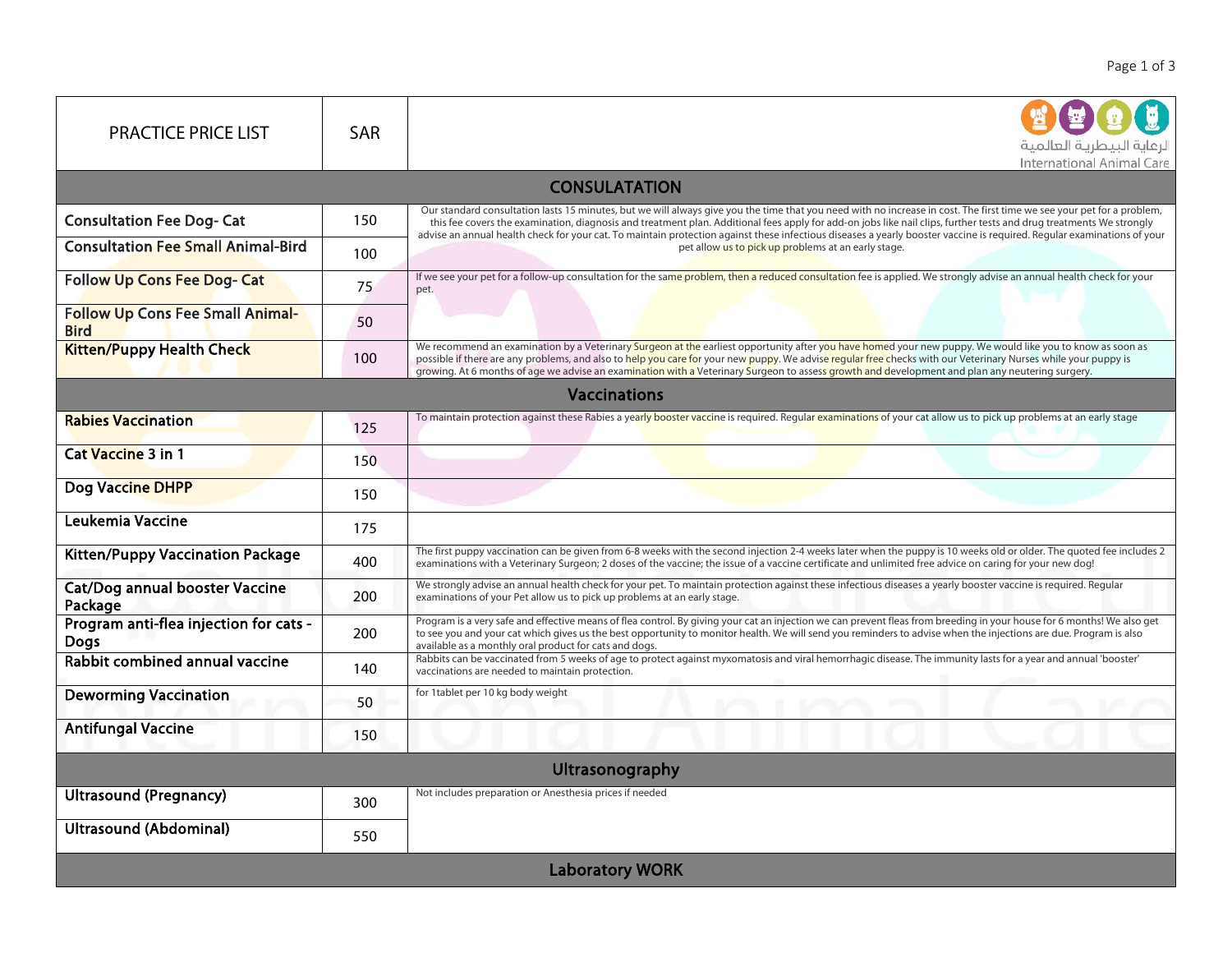| PRACTICE PRICE LIST | SAR | الرعاية البيطرية العالمية International Animal Care |
|---|---|---|
| **CONSULATATION** | | |
| **Consultation Fee Dog- Cat** | 150 | Our standard consultation lasts 15 minutes, but we will always give you the time that you need with no increase in cost. The first time we see your pet for a problem, this fee covers the examination, diagnosis and treatment plan. Additional fees apply for add-on jobs like nail clips, further tests and drug treatments We strongly advise an annual health check for your cat. To maintain protection against these infectious diseases a yearly booster vaccine is required. Regular examinations of your pet allow us to pick up problems at an early stage. |
| **Consultation Fee Small Animal-Bird** | 100 | |
| **Follow Up Cons Fee Dog- Cat** | 75 | If we see your pet for a follow-up consultation for the same problem, then a reduced consultation fee is applied. We strongly advise an annual health check for your pet. |
| **Follow Up Cons Fee Small Animal-Bird** | 50 | |
| **Kitten/Puppy Health Check** | 100 | We recommend an examination by a Veterinary Surgeon at the earliest opportunity after you have homed your new puppy. We would like you to know as soon as possible if there are any problems, and also to help you care for your new puppy. We advise regular free checks with our Veterinary Nurses while your puppy is growing. At 6 months of age we advise an examination with a Veterinary Surgeon to assess growth and development and plan any neutering surgery. |
| **Vaccinations** | | |
| **Rabies Vaccination** | 125 | To maintain protection against these Rabies a yearly booster vaccine is required. Regular examinations of your cat allow us to pick up problems at an early stage |
| **Cat Vaccine 3 in 1** | 150 | |
| **Dog Vaccine DHPP** | 150 | |
| **Leukemia Vaccine** | 175 | |
| **Kitten/Puppy Vaccination Package** | 400 | The first puppy vaccination can be given from 6-8 weeks with the second injection 2-4 weeks later when the puppy is 10 weeks old or older. The quoted fee includes 2 examinations with a Veterinary Surgeon; 2 doses of the vaccine; the issue of a vaccine certificate and unlimited free advice on caring for your new dog! |
| **Cat/Dog annual booster Vaccine Package** | 200 | We strongly advise an annual health check for your pet. To maintain protection against these infectious diseases a yearly booster vaccine is required. Regular examinations of your Pet allow us to pick up problems at an early stage. |
| **Program anti-flea injection for cats - Dogs** | 200 | Program is a very safe and effective means of flea control. By giving your cat an injection we can prevent fleas from breeding in your house for 6 months! We also get to see you and your cat which gives us the best opportunity to monitor health. We will send you reminders to advise when the injections are due. Program is also available as a monthly oral product for cats and dogs. |
| **Rabbit combined annual vaccine** | 140 | Rabbits can be vaccinated from 5 weeks of age to protect against myxomatosis and viral hemorrhagic disease. The immunity lasts for a year and annual 'booster' vaccinations are needed to maintain protection. |
| **Deworming Vaccination** | 50 | for 1tablet per 10 kg body weight |
| **Antifungal Vaccine** | 150 | |
| **Ultrasonography** | | |
| **Ultrasound (Pregnancy)** | 300 | Not includes preparation or Anesthesia prices if needed |
| **Ultrasound (Abdominal)** | 550 | |
| **Laboratory WORK** | | |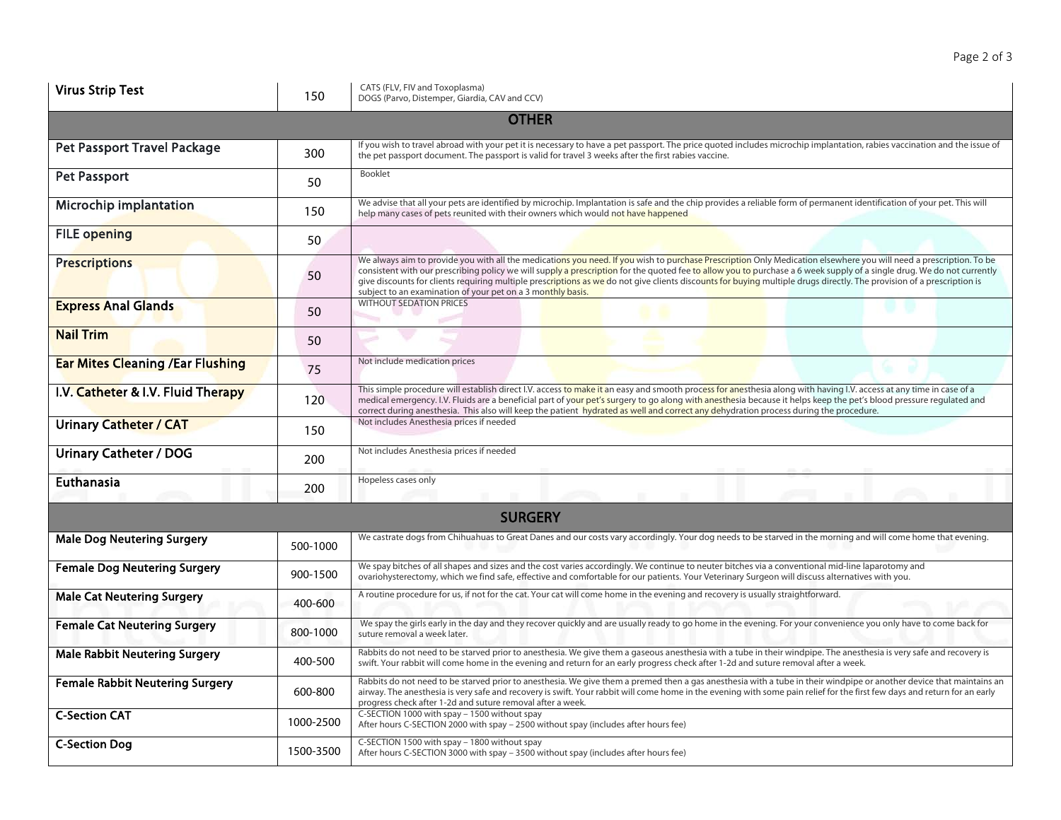| | | |
|---|---|---|
| **Virus Strip Test** | 150 | CATS (FLV, FIV and Toxoplasma)<br>DOGS (Parvo, Distemper, Giardia, CAV and CCV) |
| **OTHER** | | |
| **Pet Passport Travel Package** | 300 | If you wish to travel abroad with your pet it is necessary to have a pet passport. The price quoted includes microchip implantation, rabies vaccination and the issue of the pet passport document. The passport is valid for travel 3 weeks after the first rabies vaccine. |
| **Pet Passport** | 50 | Booklet |
| **Microchip implantation** | 150 | We advise that all your pets are identified by microchip. Implantation is safe and the chip provides a reliable form of permanent identification of your pet. This will help many cases of pets reunited with their owners which would not have happened |
| **FILE opening** | 50 | |
| **Prescriptions** | 50 | We always aim to provide you with all the medications you need. If you wish to purchase Prescription Only Medication elsewhere you will need a prescription. To be consistent with our prescribing policy we will supply a prescription for the quoted fee to allow you to purchase a 6 week supply of a single drug. We do not currently give discounts for clients requiring multiple prescriptions as we do not give clients discounts for buying multiple drugs directly. The provision of a prescription is subject to an examination of your pet on a 3 monthly basis. |
| **Express Anal Glands** | 50 | WITHOUT SEDATION PRICES |
| **Nail Trim** | 50 | |
| **Ear Mites Cleaning /Ear Flushing** | 75 | Not include medication prices |
| **I.V. Catheter & I.V. Fluid Therapy** | 120 | This simple procedure will establish direct I.V. access to make it an easy and smooth process for anesthesia along with having I.V. access at any time in case of a medical emergency. I.V. Fluids are a beneficial part of your pet's surgery to go along with anesthesia because it helps keep the pet's blood pressure regulated and correct during anesthesia. This also will keep the patient hydrated as well and correct any dehydration process during the procedure. |
| **Urinary Catheter / CAT** | 150 | Not includes Anesthesia prices if needed |
| **Urinary Catheter / DOG** | 200 | Not includes Anesthesia prices if needed |
| **Euthanasia** | 200 | Hopeless cases only |
| **SURGERY** | | |
| **Male Dog Neutering Surgery** | 500-1000 | We castrate dogs from Chihuahuas to Great Danes and our costs vary accordingly. Your dog needs to be starved in the morning and will come home that evening. |
| **Female Dog Neutering Surgery** | 900-1500 | We spay bitches of all shapes and sizes and the cost varies accordingly. We continue to neuter bitches via a conventional mid-line laparotomy and ovariohysterectomy, which we find safe, effective and comfortable for our patients. Your Veterinary Surgeon will discuss alternatives with you. |
| **Male Cat Neutering Surgery** | 400-600 | A routine procedure for us, if not for the cat. Your cat will come home in the evening and recovery is usually straightforward. |
| **Female Cat Neutering Surgery** | 800-1000 | We spay the girls early in the day and they recover quickly and are usually ready to go home in the evening. For your convenience you only have to come back for suture removal a week later. |
| **Male Rabbit Neutering Surgery** | 400-500 | Rabbits do not need to be starved prior to anesthesia. We give them a gaseous anesthesia with a tube in their windpipe. The anesthesia is very safe and recovery is swift. Your rabbit will come home in the evening and return for an early progress check after 1-2d and suture removal after a week. |
| **Female Rabbit Neutering Surgery** | 600-800 | Rabbits do not need to be starved prior to anesthesia. We give them a premed then a gas anesthesia with a tube in their windpipe or another device that maintains an airway. The anesthesia is very safe and recovery is swift. Your rabbit will come home in the evening with some pain relief for the first few days and return for an early progress check after 1-2d and suture removal after a week. |
| **C-Section CAT** | 1000-2500 | C-SECTION 1000 with spay – 1500 without spay<br>After hours C-SECTION 2000 with spay – 2500 without spay (includes after hours fee) |
| **C-Section Dog** | 1500-3500 | C-SECTION 1500 with spay – 1800 without spay<br>After hours C-SECTION 3000 with spay – 3500 without spay (includes after hours fee) |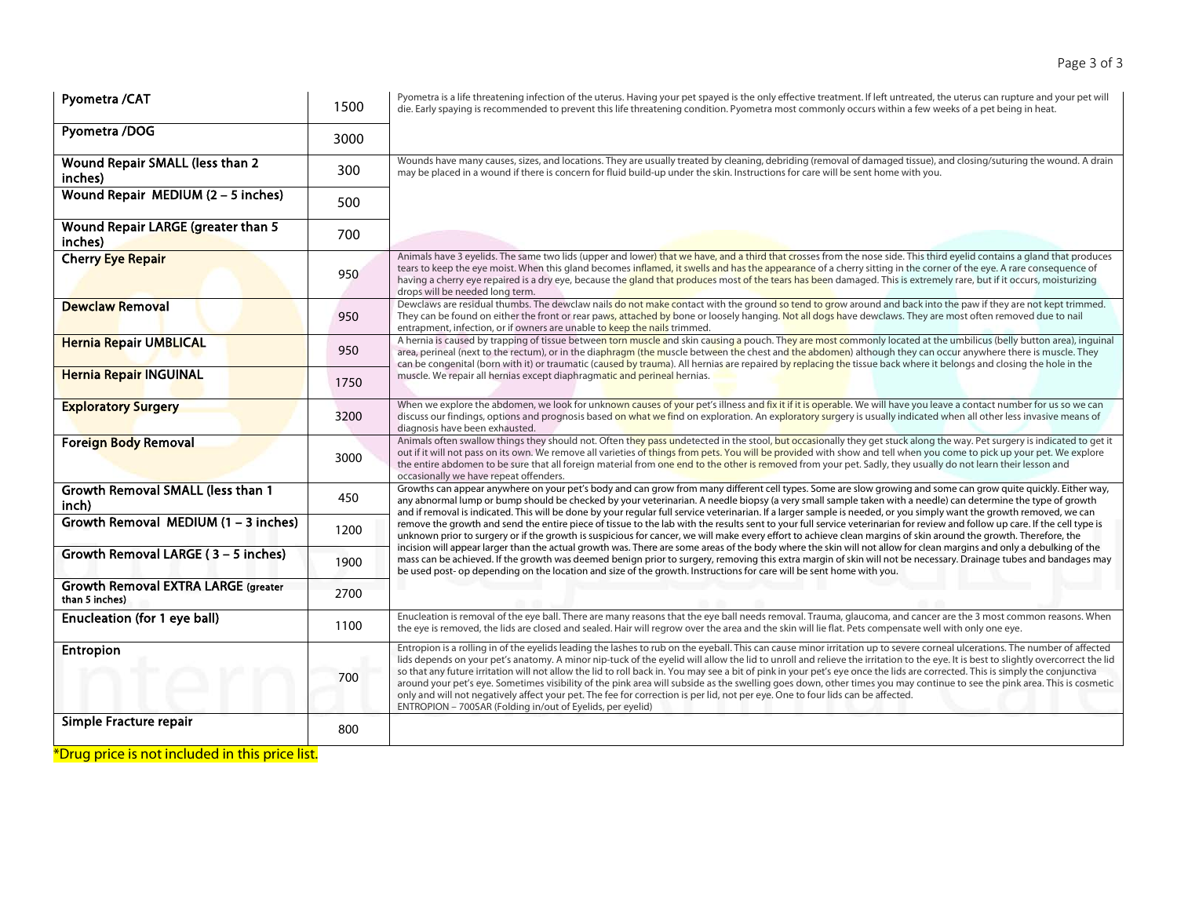| | | |
|---|---|---|
| **Pyometra /CAT** | 1500 | Pyometra is a life threatening infection of the uterus. Having your pet spayed is the only effective treatment. If left untreated, the uterus can rupture and your pet will die. Early spaying is recommended to prevent this life threatening condition. Pyometra most commonly occurs within a few weeks of a pet being in heat. |
| **Pyometra /DOG** | 3000 | |
| **Wound Repair SMALL (less than 2 inches)** | 300 | Wounds have many causes, sizes, and locations. They are usually treated by cleaning, debriding (removal of damaged tissue), and closing/suturing the wound. A drain may be placed in a wound if there is concern for fluid build-up under the skin. Instructions for care will be sent home with you. |
| **Wound Repair MEDIUM (2 – 5 inches)** | 500 | |
| **Wound Repair LARGE (greater than 5 inches)** | 700 | |
| **Cherry Eye Repair** | 950 | Animals have 3 eyelids. The same two lids (upper and lower) that we have, and a third that crosses from the nose side. This third eyelid contains a gland that produces tears to keep the eye moist. When this gland becomes inflamed, it swells and has the appearance of a cherry sitting in the corner of the eye. A rare consequence of having a cherry eye repaired is a dry eye, because the gland that produces most of the tears has been damaged. This is extremely rare, but if it occurs, moisturizing drops will be needed long term. |
| **Dewclaw Removal** | 950 | Dewclaws are residual thumbs. The dewclaw nails do not make contact with the ground so tend to grow around and back into the paw if they are not kept trimmed. They can be found on either the front or rear paws, attached by bone or loosely hanging. Not all dogs have dewclaws. They are most often removed due to nail entrapment, infection, or if owners are unable to keep the nails trimmed. |
| **Hernia Repair UMBLICAL** | 950 | A hernia is caused by trapping of tissue between torn muscle and skin causing a pouch. They are most commonly located at the umbilicus (belly button area), inguinal area, perineal (next to the rectum), or in the diaphragm (the muscle between the chest and the abdomen) although they can occur anywhere there is muscle. They can be congenital (born with it) or traumatic (caused by trauma). All hernias are repaired by replacing the tissue back where it belongs and closing the hole in the muscle. We repair all hernias except diaphragmatic and perineal hernias. |
| **Hernia Repair INGUINAL** | 1750 | |
| **Exploratory Surgery** | 3200 | When we explore the abdomen, we look for unknown causes of your pet's illness and fix it if it is operable. We will have you leave a contact number for us so we can discuss our findings, options and prognosis based on what we find on exploration. An exploratory surgery is usually indicated when all other less invasive means of diagnosis have been exhausted. |
| **Foreign Body Removal** | 3000 | Animals often swallow things they should not. Often they pass undetected in the stool, but occasionally they get stuck along the way. Pet surgery is indicated to get it out if it will not pass on its own. We remove all varieties of things from pets. You will be provided with show and tell when you come to pick up your pet. We explore the entire abdomen to be sure that all foreign material from one end to the other is removed from your pet. Sadly, they usually do not learn their lesson and occasionally we have repeat offenders. |
| **Growth Removal SMALL (less than 1 inch)** | 450 | Growths can appear anywhere on your pet's body and can grow from many different cell types. Some are slow growing and some can grow quite quickly. Either way, any abnormal lump or bump should be checked by your veterinarian. A needle biopsy (a very small sample taken with a needle) can determine the type of growth and if removal is indicated. This will be done by your regular full service veterinarian. If a larger sample is needed, or you simply want the growth removed, we can remove the growth and send the entire piece of tissue to the lab with the results sent to your full service veterinarian for review and follow up care. If the cell type is unknown prior to surgery or if the growth is suspicious for cancer, we will make every effort to achieve clean margins of skin around the growth. Therefore, the incision will appear larger than the actual growth was. There are some areas of the body where the skin will not allow for clean margins and only a debulking of the mass can be achieved. If the growth was deemed benign prior to surgery, removing this extra margin of skin will not be necessary. Drainage tubes and bandages may be used post- op depending on the location and size of the growth. Instructions for care will be sent home with you. |
| **Growth Removal MEDIUM (1 – 3 inches)** | 1200 | |
| **Growth Removal LARGE ( 3 – 5 inches)** | 1900 | |
| **Growth Removal EXTRA LARGE (greater than 5 inches)** | 2700 | |
| **Enucleation (for 1 eye ball)** | 1100 | Enucleation is removal of the eye ball. There are many reasons that the eye ball needs removal. Trauma, glaucoma, and cancer are the 3 most common reasons. When the eye is removed, the lids are closed and sealed. Hair will regrow over the area and the skin will lie flat. Pets compensate well with only one eye. |
| **Entropion** | 700 | Entropion is a rolling in of the eyelids leading the lashes to rub on the eyeball. This can cause minor irritation up to severe corneal ulcerations. The number of affected lids depends on your pet's anatomy. A minor nip-tuck of the eyelid will allow the lid to unroll and relieve the irritation to the eye. It is best to slightly overcorrect the lid so that any future irritation will not allow the lid to roll back in. You may see a bit of pink in your pet's eye once the lids are corrected. This is simply the conjunctiva around your pet's eye. Sometimes visibility of the pink area will subside as the swelling goes down, other times you may continue to see the pink area. This is cosmetic only and will not negatively affect your pet. The fee for correction is per lid, not per eye. One to four lids can be affected. ENTROPION – 700SAR (Folding in/out of Eyelids, per eyelid) |
| **Simple Fracture repair** | 800 | |

*Drug price is not included in this price list.